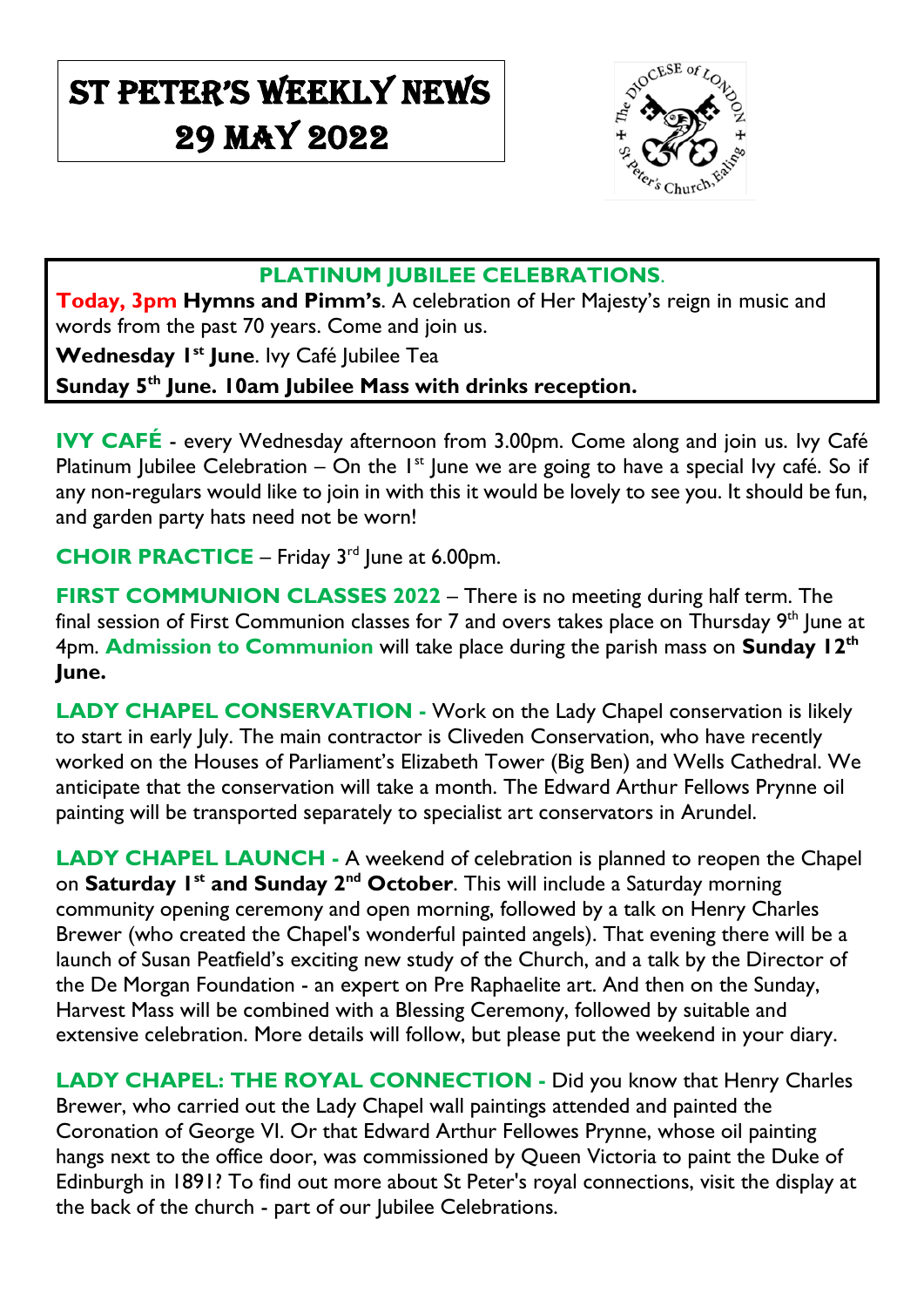# ST PETER'S WEEKLY NEWS 29 MAY 2022

## PLATINUM JUBILEE CELEBRATIONS.

**Today, 3pm Hymns and Pimm's**. A celebration of Her Majesty's reign in music and words from the past 70 years. Come and join us.

**Wednesday 1st June**. Ivy Café Jubilee Tea

**Sunday 5th June. 10am Jubilee Mass with drinks reception.**

**IVY CAFÉ** - every Wednesday afternoon from 3.00pm. Come along and join us. Ivy Café Platinum Jubilee Celebration – On the 1st June we are going to have a special Ivy café. So if any non-regulars would like to join in with this it would be lovely to see you. It should be fun, and garden party hats need not be worn!

**CHOIR PRACTICE** – Friday 3rd June at 6.00pm.

**FIRST COMMUNION CLASSES 2022** – There is no meeting during half term. The final session of First Communion classes for 7 and overs takes place on Thursday 9th June at 4pm. **Admission to Communion** will take place during the parish mass on **Sunday 12th June.**

**LADY CHAPEL CONSERVATION -** Work on the Lady Chapel conservation is likely to start in early July. The main contractor is Cliveden Conservation, who have recently worked on the Houses of Parliament's Elizabeth Tower (Big Ben) and Wells Cathedral. We anticipate that the conservation will take a month. The Edward Arthur Fellows Prynne oil painting will be transported separately to specialist art conservators in Arundel.

**LADY CHAPEL LAUNCH -** A weekend of celebration is planned to reopen the Chapel on **Saturday 1st and Sunday 2nd October**. This will include a Saturday morning community opening ceremony and open morning, followed by a talk on Henry Charles Brewer (who created the Chapel's wonderful painted angels). That evening there will be a launch of Susan Peatfield's exciting new study of the Church, and a talk by the Director of the De Morgan Foundation - an expert on Pre Raphaelite art. And then on the Sunday, Harvest Mass will be combined with a Blessing Ceremony, followed by suitable and extensive celebration. More details will follow, but please put the weekend in your diary.

**LADY CHAPEL: THE ROYAL CONNECTION -** Did you know that Henry Charles Brewer, who carried out the Lady Chapel wall paintings attended and painted the Coronation of George VI. Or that Edward Arthur Fellowes Prynne, whose oil painting hangs next to the office door, was commissioned by Queen Victoria to paint the Duke of Edinburgh in 1891? To find out more about St Peter's royal connections, visit the display at the back of the church - part of our Jubilee Celebrations.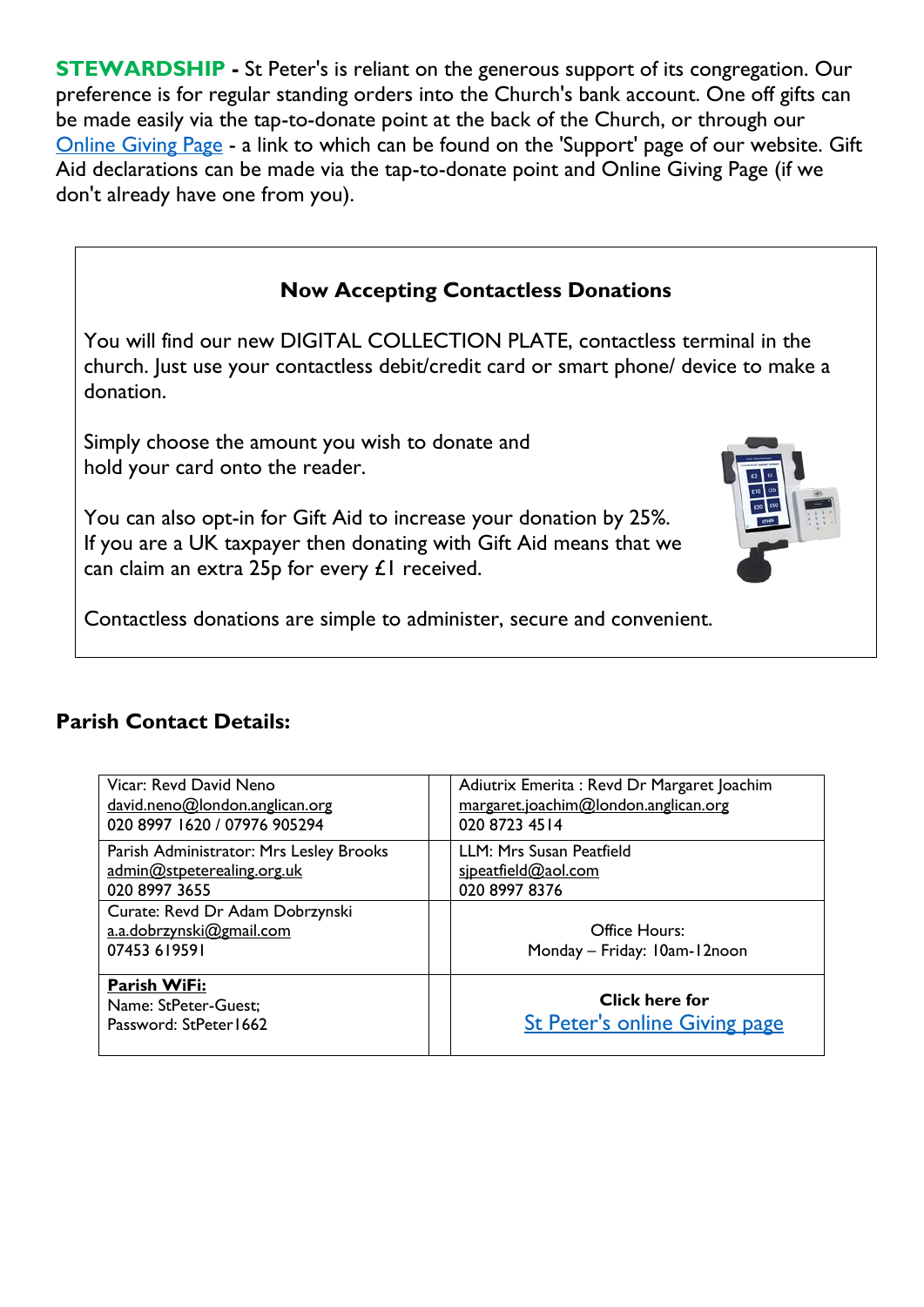**STEWARDSHIP -** St Peter's is reliant on the generous support of its congregation. Our preference is for regular standing orders into the Church's bank account. One off gifts can be made easily via the tap-to-donate point at the back of the Church, or through our Online Giving Page - a link to which can be found on the 'Support' page of our website. Gift Aid declarations can be made via the tap-to-donate point and Online Giving Page (if we don't already have one from you).

### Now Accepting Contactless Donations

You will find our new DIGITAL COLLECTION PLATE, contactless terminal in the church. Just use your contactless debit/credit card or smart phone/ device to make a donation.

Simply choose the amount you wish to donate and hold your card onto the reader.

You can also opt-in for Gift Aid to increase your donation by 25%. If you are a UK taxpayer then donating with Gift Aid means that we can claim an extra 25p for every £1 received.

Contactless donations are simple to administer, secure and convenient.

## Parish Contact Details:

| | |
|---|---|
| Vicar: Revd David Neno<br>david.neno@london.anglican.org<br>020 8997 1620 / 07976 905294 | Adiutrix Emerita : Revd Dr Margaret Joachim<br>margaret.joachim@london.anglican.org<br>020 8723 4514 |
| Parish Administrator: Mrs Lesley Brooks<br>admin@stpeterealing.org.uk<br>020 8997 3655 | LLM: Mrs Susan Peatfield<br>sjpeatfield@aol.com<br>020 8997 8376 |
| Curate: Revd Dr Adam Dobrzynski<br>a.a.dobrzynski@gmail.com<br>07453 619591 | Office Hours:<br>Monday – Friday: 10am-12noon |
| **Parish WiFi:**<br>Name: StPeter-Guest;<br>Password: StPeter1662 | **Click here for**<br>St Peter's online Giving page |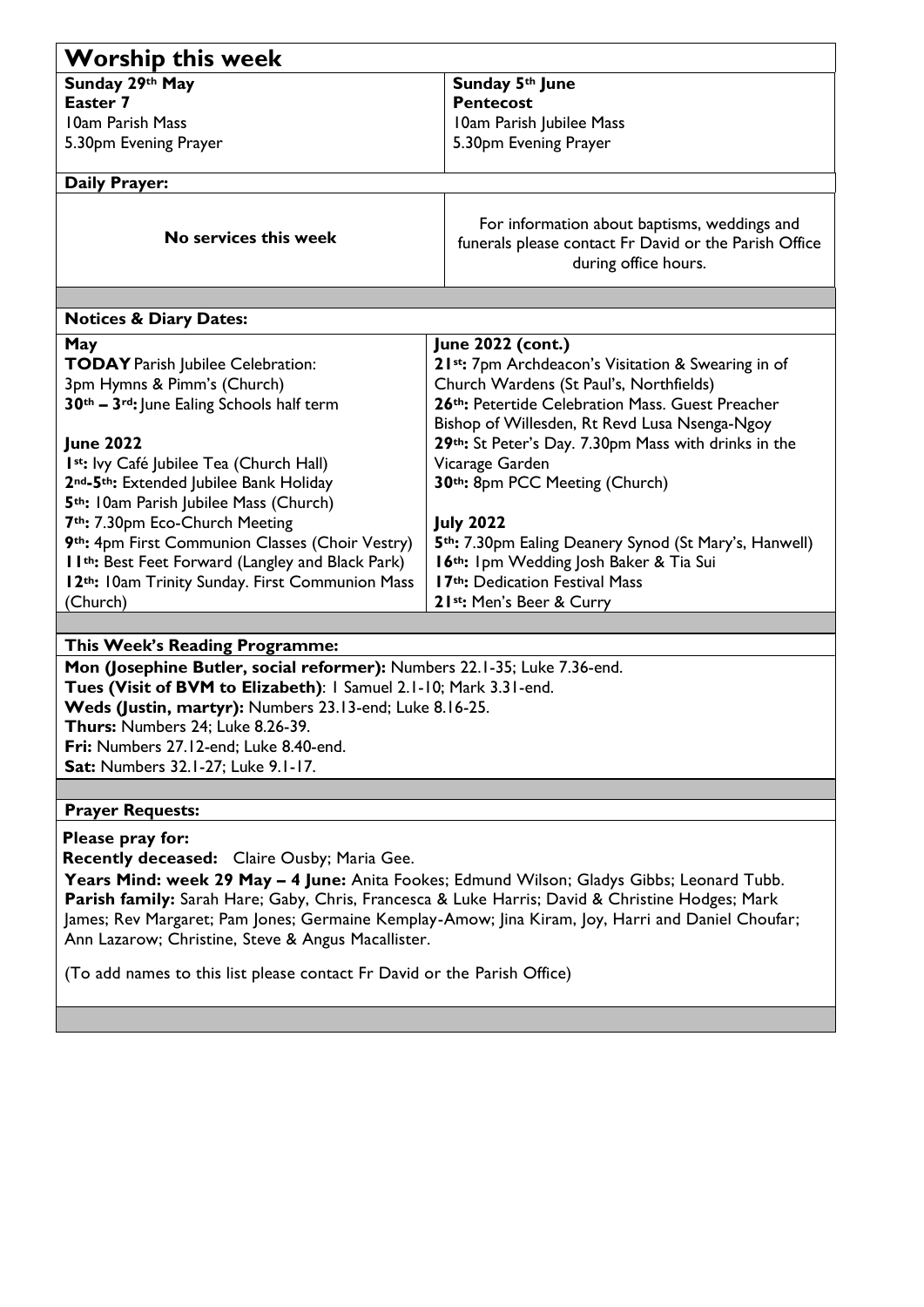## Worship this week

**Sunday 29th May**
**Easter 7**
10am Parish Mass
5.30pm Evening Prayer

**Sunday 5th June**
**Pentecost**
10am Parish Jubilee Mass
5.30pm Evening Prayer

**Daily Prayer:**

**No services this week**

For information about baptisms, weddings and funerals please contact Fr David or the Parish Office during office hours.

**Notices & Diary Dates:**

**May**
**TODAY** Parish Jubilee Celebration:
3pm Hymns & Pimm's (Church)
**30th – 3rd:** June Ealing Schools half term

**June 2022**
**1st:** Ivy Café Jubilee Tea (Church Hall)
**2nd-5th:** Extended Jubilee Bank Holiday
**5th:** 10am Parish Jubilee Mass (Church)
**7th:** 7.30pm Eco-Church Meeting
**9th:** 4pm First Communion Classes (Choir Vestry)
**11th:** Best Feet Forward (Langley and Black Park)
**12th:** 10am Trinity Sunday. First Communion Mass (Church)

**June 2022 (cont.)**
**21st:** 7pm Archdeacon's Visitation & Swearing in of Church Wardens (St Paul's, Northfields)
**26th:** Petertide Celebration Mass. Guest Preacher Bishop of Willesden, Rt Revd Lusa Nsenga-Ngoy
**29th:** St Peter's Day. 7.30pm Mass with drinks in the Vicarage Garden
**30th:** 8pm PCC Meeting (Church)

**July 2022**
**5th:** 7.30pm Ealing Deanery Synod (St Mary's, Hanwell)
**16th:** 1pm Wedding Josh Baker & Tia Sui
**17th:** Dedication Festival Mass
**21st:** Men's Beer & Curry

**This Week's Reading Programme:**

**Mon (Josephine Butler, social reformer):** Numbers 22.1-35; Luke 7.36-end.
**Tues (Visit of BVM to Elizabeth)**: 1 Samuel 2.1-10; Mark 3.31-end.
**Weds (Justin, martyr):** Numbers 23.13-end; Luke 8.16-25.
**Thurs:** Numbers 24; Luke 8.26-39.
**Fri:** Numbers 27.12-end; Luke 8.40-end.
**Sat:** Numbers 32.1-27; Luke 9.1-17.

**Prayer Requests:**

**Please pray for:**
**Recently deceased:** Claire Ousby; Maria Gee.
**Years Mind: week 29 May – 4 June:** Anita Fookes; Edmund Wilson; Gladys Gibbs; Leonard Tubb.
**Parish family:** Sarah Hare; Gaby, Chris, Francesca & Luke Harris; David & Christine Hodges; Mark James; Rev Margaret; Pam Jones; Germaine Kemplay-Amow; Jina Kiram, Joy, Harri and Daniel Choufar; Ann Lazarow; Christine, Steve & Angus Macallister.

(To add names to this list please contact Fr David or the Parish Office)